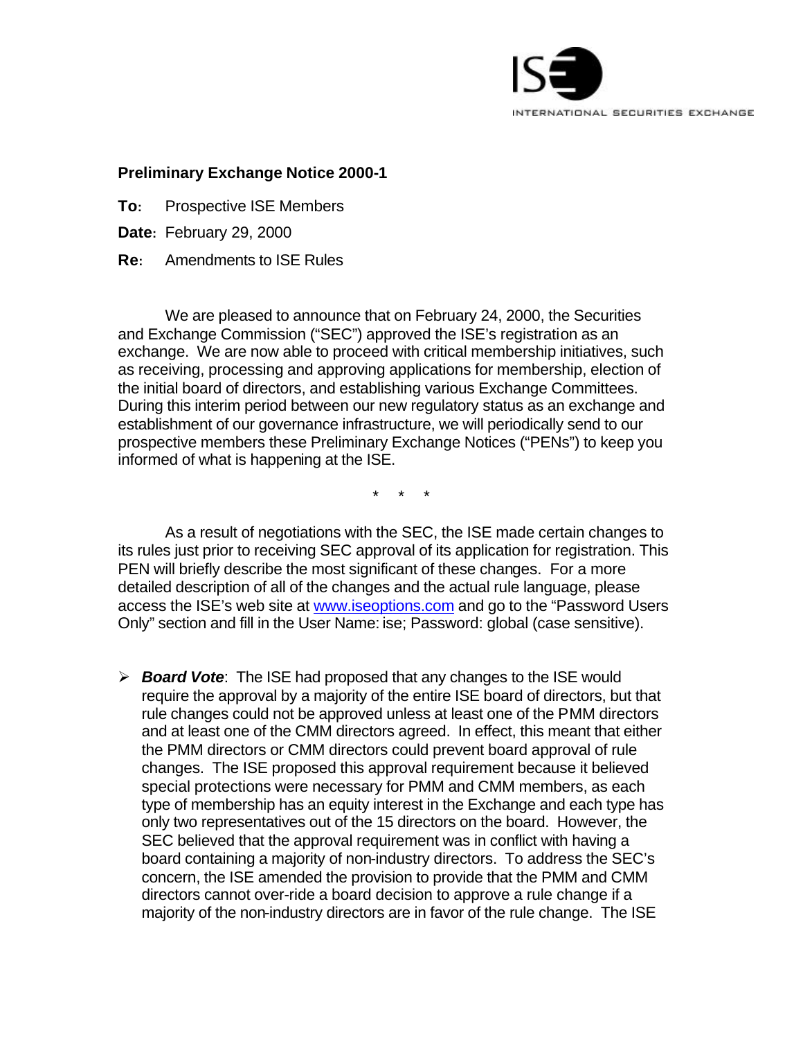ISE
INTERNATIONAL SECURITIES EXCHANGE

**Preliminary Exchange Notice 2000-1**

**To:** Prospective ISE Members

**Date:** February 29, 2000

**Re:** Amendments to ISE Rules

We are pleased to announce that on February 24, 2000, the Securities and Exchange Commission ("SEC") approved the ISE's registration as an exchange. We are now able to proceed with critical membership initiatives, such as receiving, processing and approving applications for membership, election of the initial board of directors, and establishing various Exchange Committees. During this interim period between our new regulatory status as an exchange and establishment of our governance infrastructure, we will periodically send to our prospective members these Preliminary Exchange Notices ("PENs") to keep you informed of what is happening at the ISE.

\* \* \*

As a result of negotiations with the SEC, the ISE made certain changes to its rules just prior to receiving SEC approval of its application for registration. This PEN will briefly describe the most significant of these changes. For a more detailed description of all of the changes and the actual rule language, please access the ISE's web site at [www.iseoptions.com](http://www.iseoptions.com) and go to the "Password Users Only" section and fill in the User Name: ise; Password: global (case sensitive).

- ***Board Vote***: The ISE had proposed that any changes to the ISE would require the approval by a majority of the entire ISE board of directors, but that rule changes could not be approved unless at least one of the PMM directors and at least one of the CMM directors agreed. In effect, this meant that either the PMM directors or CMM directors could prevent board approval of rule changes. The ISE proposed this approval requirement because it believed special protections were necessary for PMM and CMM members, as each type of membership has an equity interest in the Exchange and each type has only two representatives out of the 15 directors on the board. However, the SEC believed that the approval requirement was in conflict with having a board containing a majority of non-industry directors. To address the SEC's concern, the ISE amended the provision to provide that the PMM and CMM directors cannot over-ride a board decision to approve a rule change if a majority of the non-industry directors are in favor of the rule change. The ISE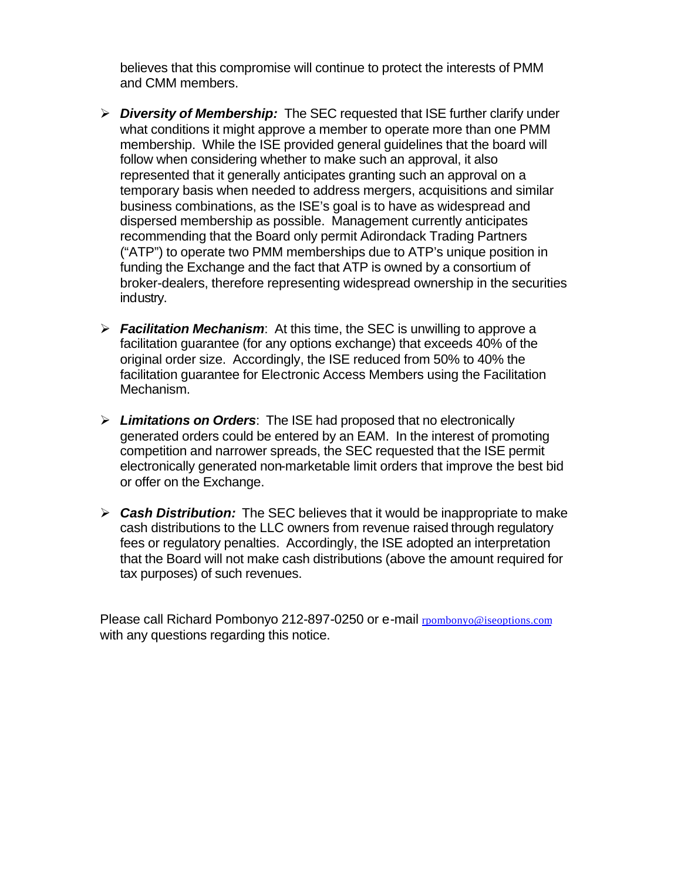believes that this compromise will continue to protect the interests of PMM and CMM members.

- ***Diversity of Membership:*** The SEC requested that ISE further clarify under what conditions it might approve a member to operate more than one PMM membership. While the ISE provided general guidelines that the board will follow when considering whether to make such an approval, it also represented that it generally anticipates granting such an approval on a temporary basis when needed to address mergers, acquisitions and similar business combinations, as the ISE's goal is to have as widespread and dispersed membership as possible. Management currently anticipates recommending that the Board only permit Adirondack Trading Partners ("ATP") to operate two PMM memberships due to ATP's unique position in funding the Exchange and the fact that ATP is owned by a consortium of broker-dealers, therefore representing widespread ownership in the securities industry.

- ***Facilitation Mechanism***: At this time, the SEC is unwilling to approve a facilitation guarantee (for any options exchange) that exceeds 40% of the original order size. Accordingly, the ISE reduced from 50% to 40% the facilitation guarantee for Electronic Access Members using the Facilitation Mechanism.

- ***Limitations on Orders***: The ISE had proposed that no electronically generated orders could be entered by an EAM. In the interest of promoting competition and narrower spreads, the SEC requested that the ISE permit electronically generated non-marketable limit orders that improve the best bid or offer on the Exchange.

- ***Cash Distribution:*** The SEC believes that it would be inappropriate to make cash distributions to the LLC owners from revenue raised through regulatory fees or regulatory penalties. Accordingly, the ISE adopted an interpretation that the Board will not make cash distributions (above the amount required for tax purposes) of such revenues.

Please call Richard Pombonyo 212-897-0250 or e-mail rpombonyo@iseoptions.com with any questions regarding this notice.